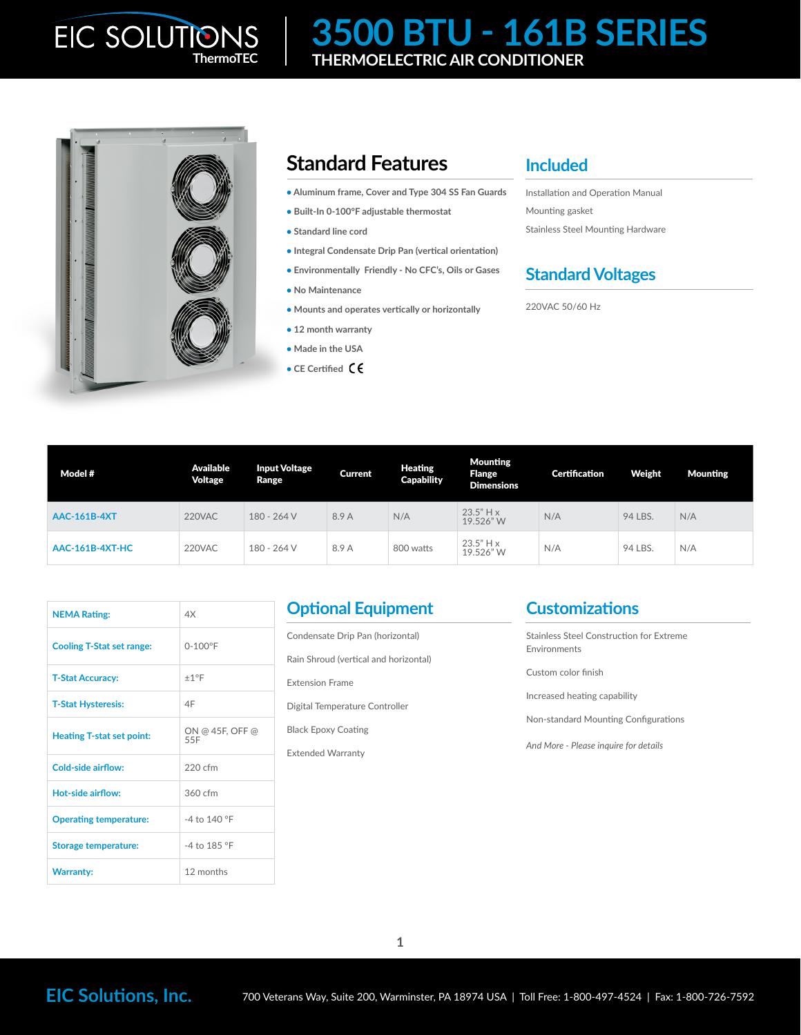EIC SOLUTIONS ThermoTEC

# 3500 BTU - 161B SERIES

## THERMOELECTRIC AIR CONDITIONER

## Standard Features

- Aluminum frame, Cover and Type 304 SS Fan Guards
- Built-In 0-100°F adjustable thermostat
- Standard line cord
- Integral Condensate Drip Pan (vertical orientation)
- Environmentally Friendly - No CFC's, Oils or Gases
- No Maintenance
- Mounts and operates vertically or horizontally
- 12 month warranty
- Made in the USA
- CE Certified CE

## Included

Installation and Operation Manual

Mounting gasket

Stainless Steel Mounting Hardware

## Standard Voltages

220VAC 50/60 Hz

| Model # | Available Voltage | Input Voltage Range | Current | Heating Capability | Mounting Flange Dimensions | Certification | Weight | Mounting |
|---|---|---|---|---|---|---|---|---|
| AAC-161B-4XT | 220VAC | 180 - 264 V | 8.9 A | N/A | 23.5" H x 19.526" W | N/A | 94 LBS. | N/A |
| AAC-161B-4XT-HC | 220VAC | 180 - 264 V | 8.9 A | 800 watts | 23.5" H x 19.526" W | N/A | 94 LBS. | N/A |

| | |
|---|---|
| NEMA Rating: | 4X |
| Cooling T-Stat set range: | 0-100°F |
| T-Stat Accuracy: | ±1°F |
| T-Stat Hysteresis: | 4F |
| Heating T-stat set point: | ON @ 45F, OFF @ 55F |
| Cold-side airflow: | 220 cfm |
| Hot-side airflow: | 360 cfm |
| Operating temperature: | -4 to 140 °F |
| Storage temperature: | -4 to 185 °F |
| Warranty: | 12 months |

## Optional Equipment

Condensate Drip Pan (horizontal)

Rain Shroud (vertical and horizontal)

Extension Frame

Digital Temperature Controller

Black Epoxy Coating

Extended Warranty

## Customizations

Stainless Steel Construction for Extreme Environments

Custom color finish

Increased heating capability

Non-standard Mounting Configurations

*And More - Please inquire for details*

**EIC Solutions, Inc.** 700 Veterans Way, Suite 200, Warminster, PA 18974 USA | Toll Free: 1-800-497-4524 | Fax: 1-800-726-7592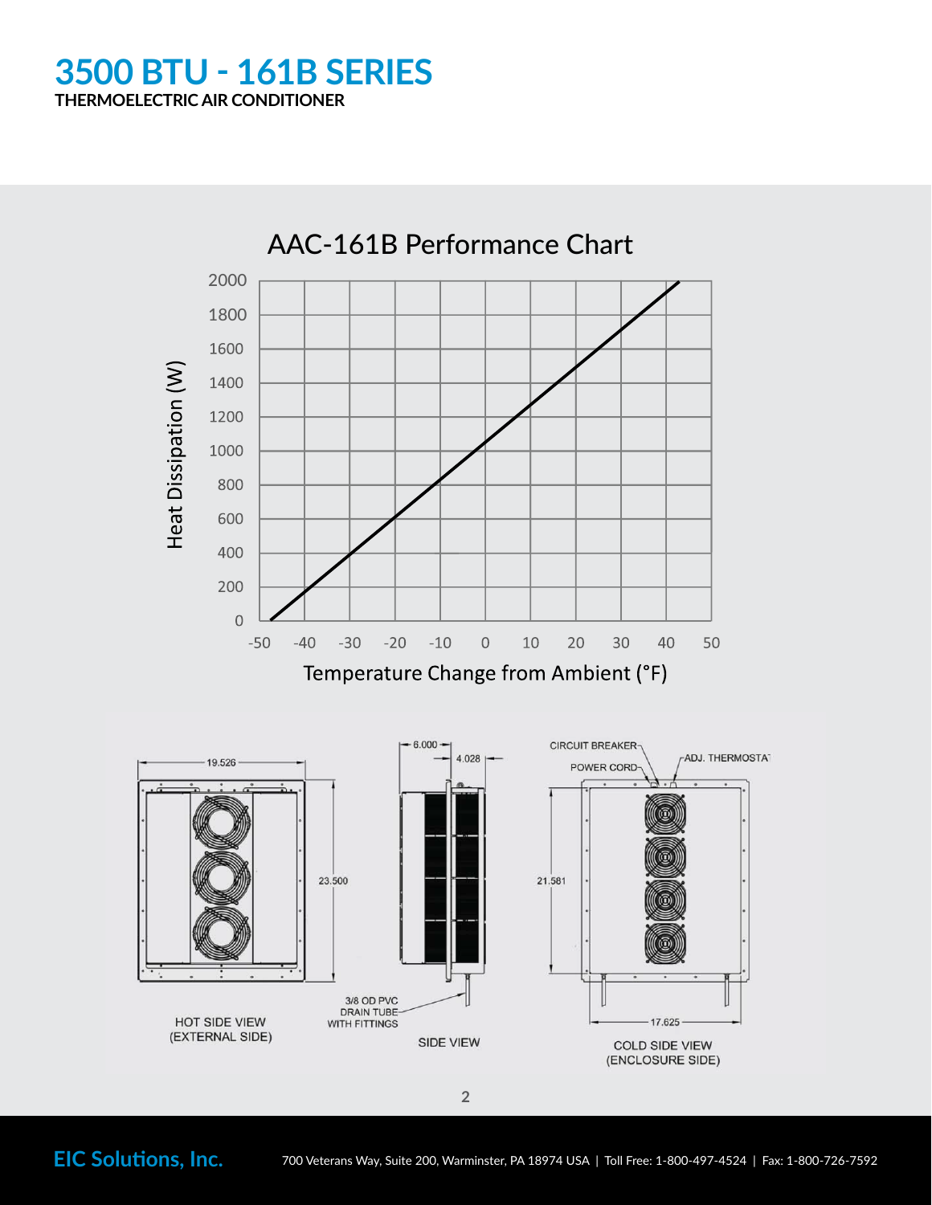# 3500 BTU - 161B SERIES

**THERMOELECTRIC AIR CONDITIONER**

AAC-161B Performance Chart

Heat Dissipation (W)

2000
1800
1600
1400
1200
1000
800
600
400
200
0

-50 -40 -30 -20 -10 0 10 20 30 40 50

Temperature Change from Ambient (°F)

19.526

23.500

HOT SIDE VIEW
(EXTERNAL SIDE)

6.000

4.028

3/8 OD PVC
DRAIN TUBE
WITH FITTINGS

SIDE VIEW

CIRCUIT BREAKER

POWER CORD

ADJ. THERMOSTAT

21.581

17.625

COLD SIDE VIEW
(ENCLOSURE SIDE)

**EIC Solutions, Inc.** 700 Veterans Way, Suite 200, Warminster, PA 18974 USA | Toll Free: 1-800-497-4524 | Fax: 1-800-726-7592